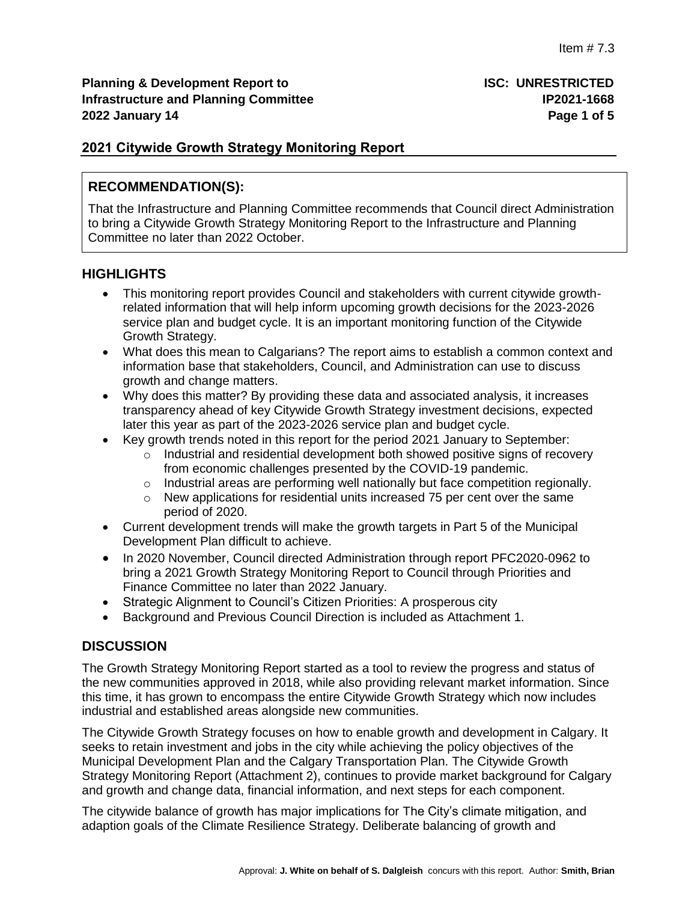Item # 7.3

**Planning & Development Report to Infrastructure and Planning Committee**
**2022 January 14**

**ISC: UNRESTRICTED**
**IP2021-1668**

## 2021 Citywide Growth Strategy Monitoring Report

### RECOMMENDATION(S):

That the Infrastructure and Planning Committee recommends that Council direct Administration to bring a Citywide Growth Strategy Monitoring Report to the Infrastructure and Planning Committee no later than 2022 October.

### HIGHLIGHTS

- This monitoring report provides Council and stakeholders with current citywide growth-related information that will help inform upcoming growth decisions for the 2023-2026 service plan and budget cycle. It is an important monitoring function of the Citywide Growth Strategy.
- What does this mean to Calgarians? The report aims to establish a common context and information base that stakeholders, Council, and Administration can use to discuss growth and change matters.
- Why does this matter? By providing these data and associated analysis, it increases transparency ahead of key Citywide Growth Strategy investment decisions, expected later this year as part of the 2023-2026 service plan and budget cycle.
- Key growth trends noted in this report for the period 2021 January to September:
  - Industrial and residential development both showed positive signs of recovery from economic challenges presented by the COVID-19 pandemic.
  - Industrial areas are performing well nationally but face competition regionally.
  - New applications for residential units increased 75 per cent over the same period of 2020.
- Current development trends will make the growth targets in Part 5 of the Municipal Development Plan difficult to achieve.
- In 2020 November, Council directed Administration through report PFC2020-0962 to bring a 2021 Growth Strategy Monitoring Report to Council through Priorities and Finance Committee no later than 2022 January.
- Strategic Alignment to Council's Citizen Priorities: A prosperous city
- Background and Previous Council Direction is included as Attachment 1.

### DISCUSSION

The Growth Strategy Monitoring Report started as a tool to review the progress and status of the new communities approved in 2018, while also providing relevant market information. Since this time, it has grown to encompass the entire Citywide Growth Strategy which now includes industrial and established areas alongside new communities.

The Citywide Growth Strategy focuses on how to enable growth and development in Calgary. It seeks to retain investment and jobs in the city while achieving the policy objectives of the Municipal Development Plan and the Calgary Transportation Plan. The Citywide Growth Strategy Monitoring Report (Attachment 2), continues to provide market background for Calgary and growth and change data, financial information, and next steps for each component.

The citywide balance of growth has major implications for The City's climate mitigation, and adaption goals of the Climate Resilience Strategy. Deliberate balancing of growth and

Approval: **J. White on behalf of S. Dalgleish** concurs with this report. Author: **Smith, Brian**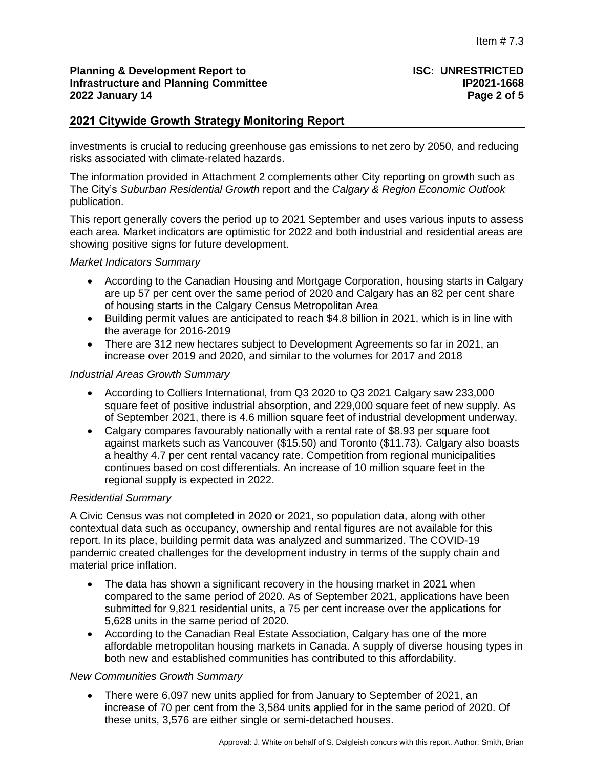## 2021 Citywide Growth Strategy Monitoring Report

investments is crucial to reducing greenhouse gas emissions to net zero by 2050, and reducing risks associated with climate-related hazards.

The information provided in Attachment 2 complements other City reporting on growth such as The City's *Suburban Residential Growth* report and the *Calgary & Region Economic Outlook* publication.

This report generally covers the period up to 2021 September and uses various inputs to assess each area. Market indicators are optimistic for 2022 and both industrial and residential areas are showing positive signs for future development.

*Market Indicators Summary*

- According to the Canadian Housing and Mortgage Corporation, housing starts in Calgary are up 57 per cent over the same period of 2020 and Calgary has an 82 per cent share of housing starts in the Calgary Census Metropolitan Area
- Building permit values are anticipated to reach $4.8 billion in 2021, which is in line with the average for 2016-2019
- There are 312 new hectares subject to Development Agreements so far in 2021, an increase over 2019 and 2020, and similar to the volumes for 2017 and 2018

*Industrial Areas Growth Summary*

- According to Colliers International, from Q3 2020 to Q3 2021 Calgary saw 233,000 square feet of positive industrial absorption, and 229,000 square feet of new supply. As of September 2021, there is 4.6 million square feet of industrial development underway.
- Calgary compares favourably nationally with a rental rate of $8.93 per square foot against markets such as Vancouver ($15.50) and Toronto ($11.73). Calgary also boasts a healthy 4.7 per cent rental vacancy rate. Competition from regional municipalities continues based on cost differentials. An increase of 10 million square feet in the regional supply is expected in 2022.

*Residential Summary*

A Civic Census was not completed in 2020 or 2021, so population data, along with other contextual data such as occupancy, ownership and rental figures are not available for this report. In its place, building permit data was analyzed and summarized. The COVID-19 pandemic created challenges for the development industry in terms of the supply chain and material price inflation.

- The data has shown a significant recovery in the housing market in 2021 when compared to the same period of 2020. As of September 2021, applications have been submitted for 9,821 residential units, a 75 per cent increase over the applications for 5,628 units in the same period of 2020.
- According to the Canadian Real Estate Association, Calgary has one of the more affordable metropolitan housing markets in Canada. A supply of diverse housing types in both new and established communities has contributed to this affordability.

*New Communities Growth Summary*

- There were 6,097 new units applied for from January to September of 2021, an increase of 70 per cent from the 3,584 units applied for in the same period of 2020. Of these units, 3,576 are either single or semi-detached houses.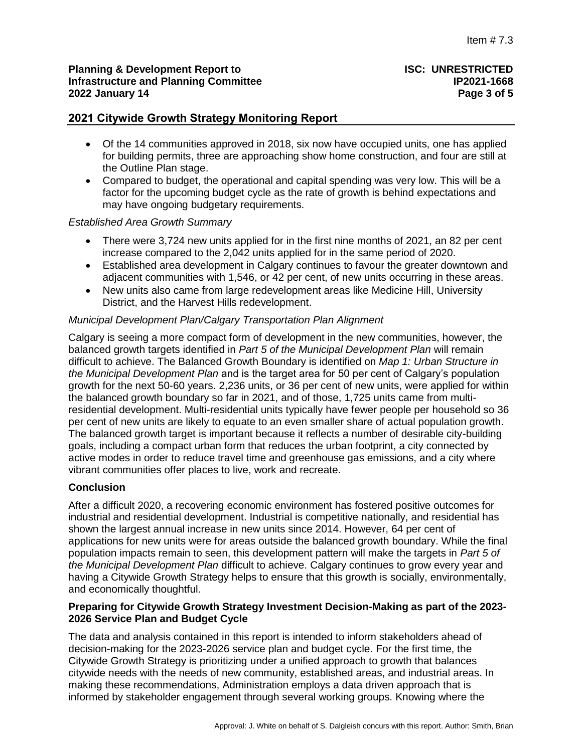- Of the 14 communities approved in 2018, six now have occupied units, one has applied for building permits, three are approaching show home construction, and four are still at the Outline Plan stage.
- Compared to budget, the operational and capital spending was very low. This will be a factor for the upcoming budget cycle as the rate of growth is behind expectations and may have ongoing budgetary requirements.

*Established Area Growth Summary*

- There were 3,724 new units applied for in the first nine months of 2021, an 82 per cent increase compared to the 2,042 units applied for in the same period of 2020.
- Established area development in Calgary continues to favour the greater downtown and adjacent communities with 1,546, or 42 per cent, of new units occurring in these areas.
- New units also came from large redevelopment areas like Medicine Hill, University District, and the Harvest Hills redevelopment.

*Municipal Development Plan/Calgary Transportation Plan Alignment*

Calgary is seeing a more compact form of development in the new communities, however, the balanced growth targets identified in *Part 5 of the Municipal Development Plan* will remain difficult to achieve. The Balanced Growth Boundary is identified on *Map 1: Urban Structure in the Municipal Development Plan* and is the target area for 50 per cent of Calgary's population growth for the next 50-60 years. 2,236 units, or 36 per cent of new units, were applied for within the balanced growth boundary so far in 2021, and of those, 1,725 units came from multi-residential development. Multi-residential units typically have fewer people per household so 36 per cent of new units are likely to equate to an even smaller share of actual population growth. The balanced growth target is important because it reflects a number of desirable city-building goals, including a compact urban form that reduces the urban footprint, a city connected by active modes in order to reduce travel time and greenhouse gas emissions, and a city where vibrant communities offer places to live, work and recreate.

### Conclusion

After a difficult 2020, a recovering economic environment has fostered positive outcomes for industrial and residential development. Industrial is competitive nationally, and residential has shown the largest annual increase in new units since 2014. However, 64 per cent of applications for new units were for areas outside the balanced growth boundary. While the final population impacts remain to seen, this development pattern will make the targets in *Part 5 of the Municipal Development Plan* difficult to achieve. Calgary continues to grow every year and having a Citywide Growth Strategy helps to ensure that this growth is socially, environmentally, and economically thoughtful.

### Preparing for Citywide Growth Strategy Investment Decision-Making as part of the 2023-2026 Service Plan and Budget Cycle

The data and analysis contained in this report is intended to inform stakeholders ahead of decision-making for the 2023-2026 service plan and budget cycle. For the first time, the Citywide Growth Strategy is prioritizing under a unified approach to growth that balances citywide needs with the needs of new community, established areas, and industrial areas. In making these recommendations, Administration employs a data driven approach that is informed by stakeholder engagement through several working groups. Knowing where the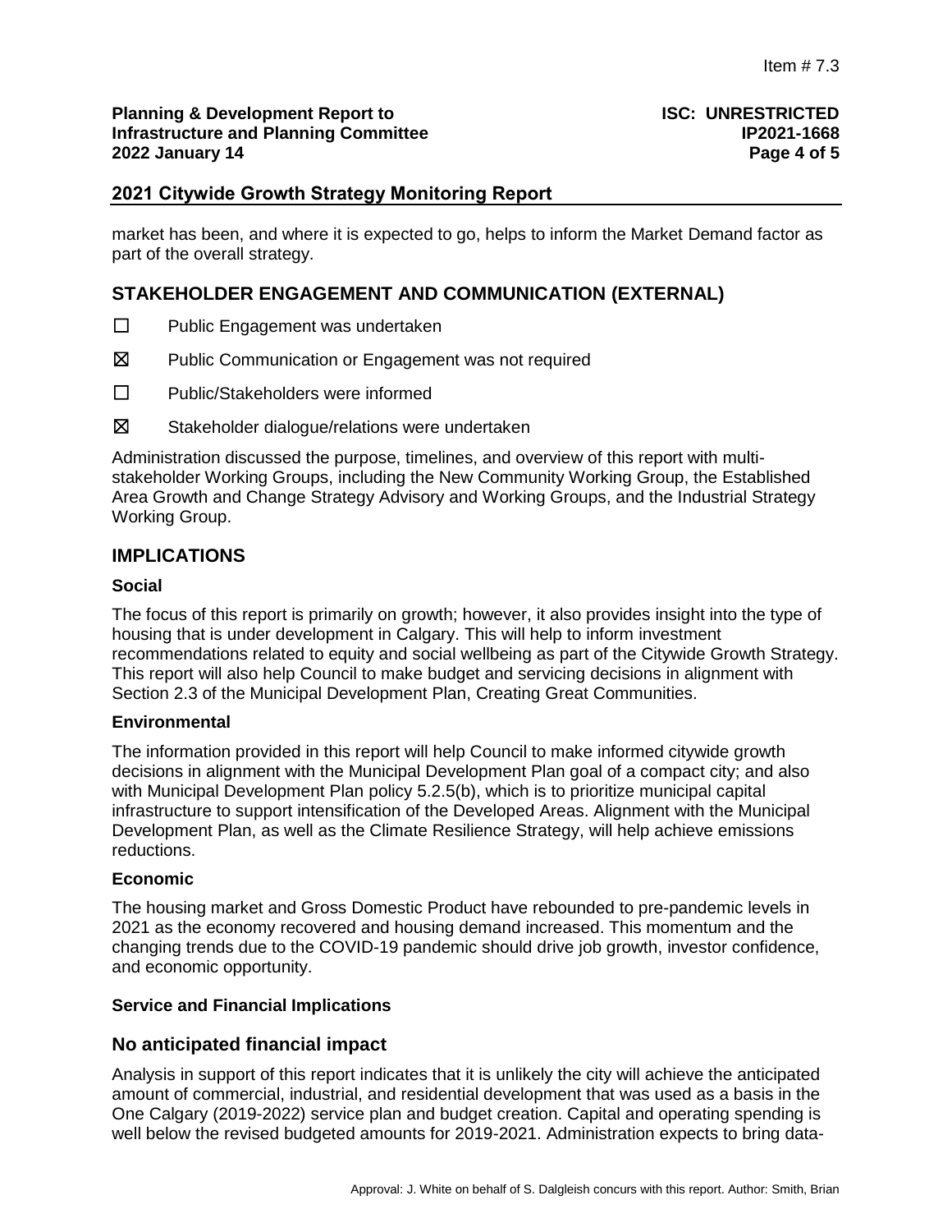market has been, and where it is expected to go, helps to inform the Market Demand factor as part of the overall strategy.

## STAKEHOLDER ENGAGEMENT AND COMMUNICATION (EXTERNAL)

☐ Public Engagement was undertaken

☒ Public Communication or Engagement was not required

☐ Public/Stakeholders were informed

☒ Stakeholder dialogue/relations were undertaken

Administration discussed the purpose, timelines, and overview of this report with multi-stakeholder Working Groups, including the New Community Working Group, the Established Area Growth and Change Strategy Advisory and Working Groups, and the Industrial Strategy Working Group.

## IMPLICATIONS

### Social

The focus of this report is primarily on growth; however, it also provides insight into the type of housing that is under development in Calgary. This will help to inform investment recommendations related to equity and social wellbeing as part of the Citywide Growth Strategy. This report will also help Council to make budget and servicing decisions in alignment with Section 2.3 of the Municipal Development Plan, Creating Great Communities.

### Environmental

The information provided in this report will help Council to make informed citywide growth decisions in alignment with the Municipal Development Plan goal of a compact city; and also with Municipal Development Plan policy 5.2.5(b), which is to prioritize municipal capital infrastructure to support intensification of the Developed Areas. Alignment with the Municipal Development Plan, as well as the Climate Resilience Strategy, will help achieve emissions reductions.

### Economic

The housing market and Gross Domestic Product have rebounded to pre-pandemic levels in 2021 as the economy recovered and housing demand increased. This momentum and the changing trends due to the COVID-19 pandemic should drive job growth, investor confidence, and economic opportunity.

### Service and Financial Implications

## No anticipated financial impact

Analysis in support of this report indicates that it is unlikely the city will achieve the anticipated amount of commercial, industrial, and residential development that was used as a basis in the One Calgary (2019-2022) service plan and budget creation. Capital and operating spending is well below the revised budgeted amounts for 2019-2021. Administration expects to bring data-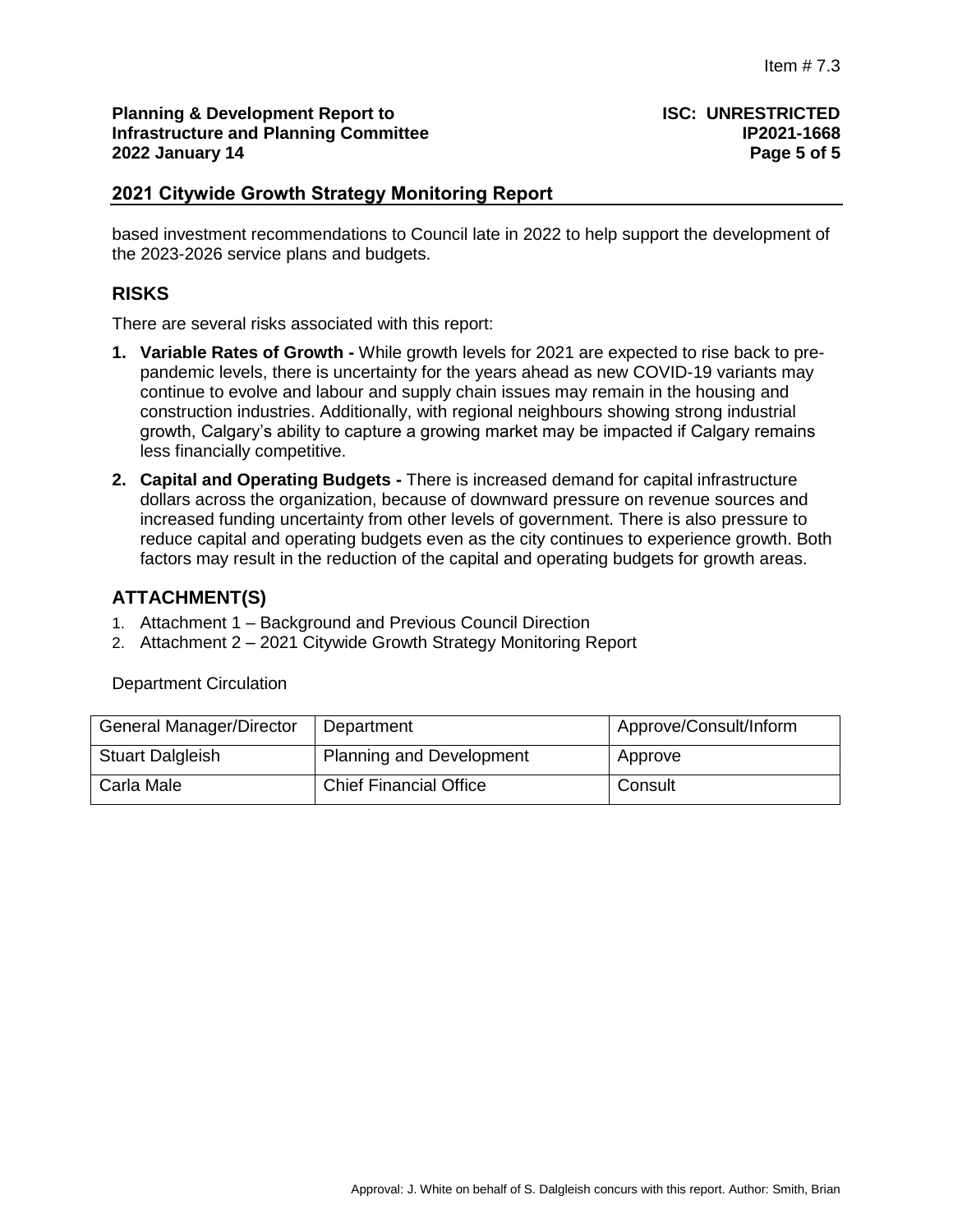based investment recommendations to Council late in 2022 to help support the development of the 2023-2026 service plans and budgets.

## RISKS

There are several risks associated with this report:

1. **Variable Rates of Growth -** While growth levels for 2021 are expected to rise back to pre-pandemic levels, there is uncertainty for the years ahead as new COVID-19 variants may continue to evolve and labour and supply chain issues may remain in the housing and construction industries. Additionally, with regional neighbours showing strong industrial growth, Calgary's ability to capture a growing market may be impacted if Calgary remains less financially competitive.
2. **Capital and Operating Budgets -** There is increased demand for capital infrastructure dollars across the organization, because of downward pressure on revenue sources and increased funding uncertainty from other levels of government. There is also pressure to reduce capital and operating budgets even as the city continues to experience growth. Both factors may result in the reduction of the capital and operating budgets for growth areas.

## ATTACHMENT(S)

1. Attachment 1 – Background and Previous Council Direction
2. Attachment 2 – 2021 Citywide Growth Strategy Monitoring Report

Department Circulation

| General Manager/Director | Department | Approve/Consult/Inform |
|---|---|---|
| Stuart Dalgleish | Planning and Development | Approve |
| Carla Male | Chief Financial Office | Consult |

Approval: J. White on behalf of S. Dalgleish concurs with this report. Author: Smith, Brian